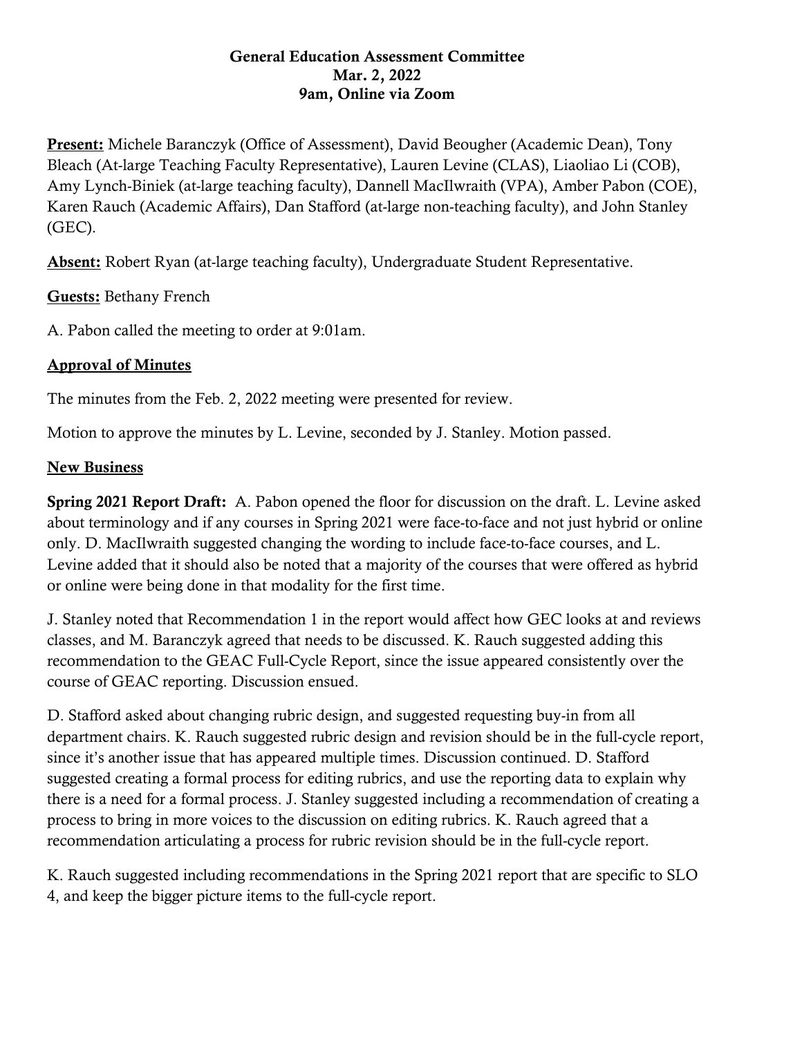**General Education Assessment Committee**
**Mar. 2, 2022**
**9am, Online via Zoom**

**Present:** Michele Baranczyk (Office of Assessment), David Beougher (Academic Dean), Tony Bleach (At-large Teaching Faculty Representative), Lauren Levine (CLAS), Liaoliao Li (COB), Amy Lynch-Biniek (at-large teaching faculty), Dannell MacIlwraith (VPA), Amber Pabon (COE), Karen Rauch (Academic Affairs), Dan Stafford (at-large non-teaching faculty), and John Stanley (GEC).

**Absent:** Robert Ryan (at-large teaching faculty), Undergraduate Student Representative.

**Guests:** Bethany French

A. Pabon called the meeting to order at 9:01am.

## Approval of Minutes

The minutes from the Feb. 2, 2022 meeting were presented for review.

Motion to approve the minutes by L. Levine, seconded by J. Stanley. Motion passed.

## New Business

**Spring 2021 Report Draft:** A. Pabon opened the floor for discussion on the draft. L. Levine asked about terminology and if any courses in Spring 2021 were face-to-face and not just hybrid or online only. D. MacIlwraith suggested changing the wording to include face-to-face courses, and L. Levine added that it should also be noted that a majority of the courses that were offered as hybrid or online were being done in that modality for the first time.

J. Stanley noted that Recommendation 1 in the report would affect how GEC looks at and reviews classes, and M. Baranczyk agreed that needs to be discussed. K. Rauch suggested adding this recommendation to the GEAC Full-Cycle Report, since the issue appeared consistently over the course of GEAC reporting. Discussion ensued.

D. Stafford asked about changing rubric design, and suggested requesting buy-in from all department chairs. K. Rauch suggested rubric design and revision should be in the full-cycle report, since it's another issue that has appeared multiple times. Discussion continued. D. Stafford suggested creating a formal process for editing rubrics, and use the reporting data to explain why there is a need for a formal process. J. Stanley suggested including a recommendation of creating a process to bring in more voices to the discussion on editing rubrics. K. Rauch agreed that a recommendation articulating a process for rubric revision should be in the full-cycle report.

K. Rauch suggested including recommendations in the Spring 2021 report that are specific to SLO 4, and keep the bigger picture items to the full-cycle report.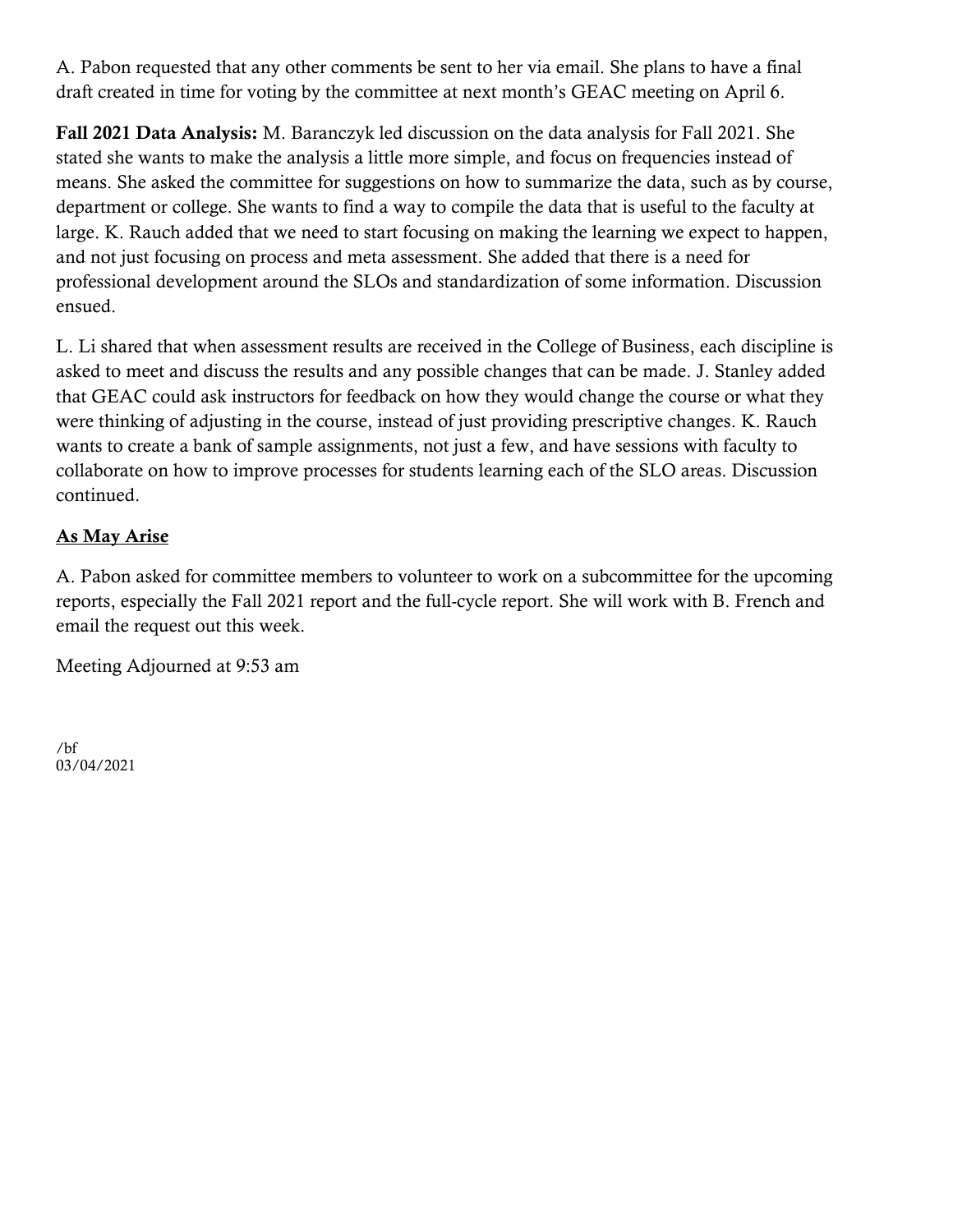A. Pabon requested that any other comments be sent to her via email. She plans to have a final draft created in time for voting by the committee at next month's GEAC meeting on April 6.

**Fall 2021 Data Analysis:** M. Baranczyk led discussion on the data analysis for Fall 2021. She stated she wants to make the analysis a little more simple, and focus on frequencies instead of means. She asked the committee for suggestions on how to summarize the data, such as by course, department or college. She wants to find a way to compile the data that is useful to the faculty at large. K. Rauch added that we need to start focusing on making the learning we expect to happen, and not just focusing on process and meta assessment. She added that there is a need for professional development around the SLOs and standardization of some information. Discussion ensued.

L. Li shared that when assessment results are received in the College of Business, each discipline is asked to meet and discuss the results and any possible changes that can be made. J. Stanley added that GEAC could ask instructors for feedback on how they would change the course or what they were thinking of adjusting in the course, instead of just providing prescriptive changes. K. Rauch wants to create a bank of sample assignments, not just a few, and have sessions with faculty to collaborate on how to improve processes for students learning each of the SLO areas. Discussion continued.

## As May Arise

A. Pabon asked for committee members to volunteer to work on a subcommittee for the upcoming reports, especially the Fall 2021 report and the full-cycle report. She will work with B. French and email the request out this week.

Meeting Adjourned at 9:53 am

/bf
03/04/2021